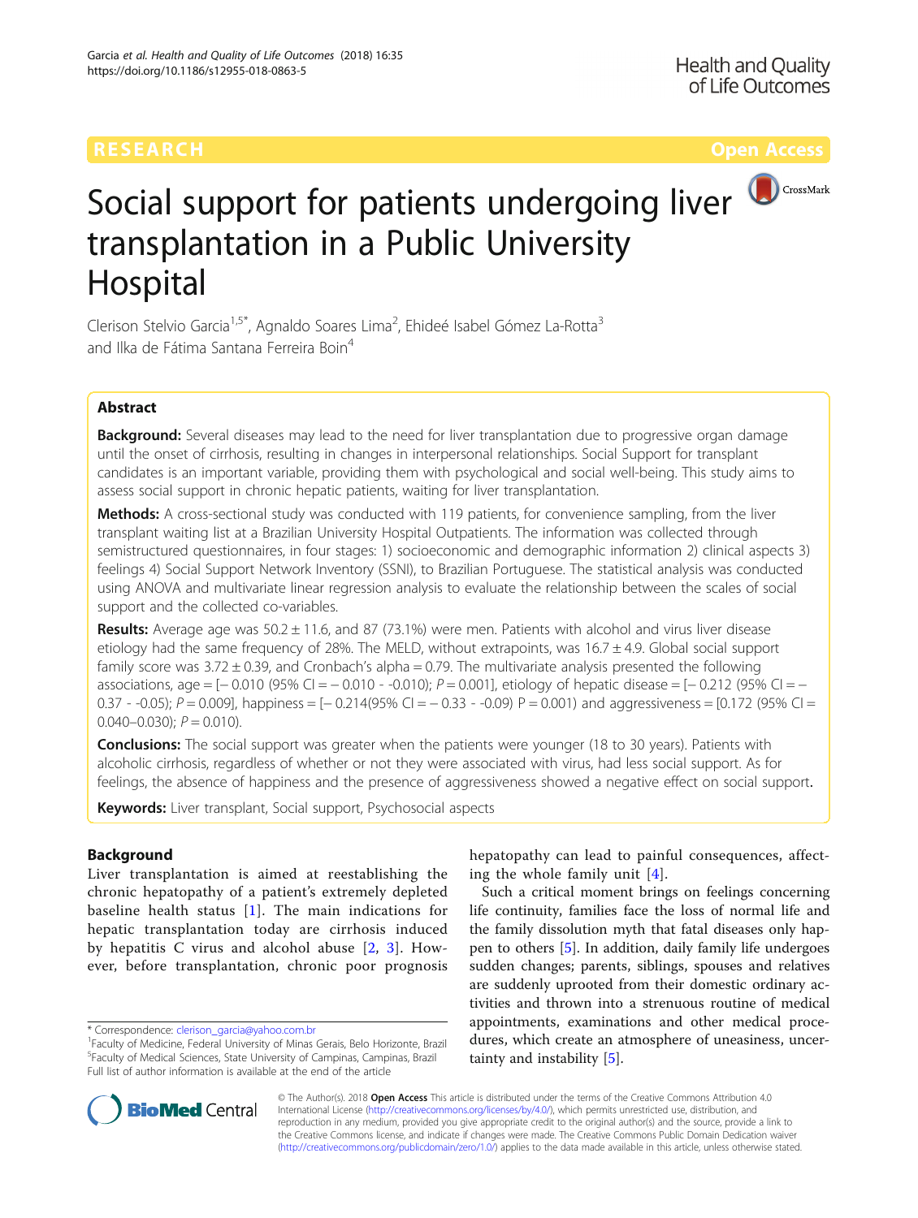RESEARCH Open Access

# Social support for patients undergoing liver transplantation in a Public University Hospital

Clerison Stelvio Garcia[1,5*], Agnaldo Soares Lima[2], Ehideé Isabel Gómez La-Rotta[3] and Ilka de Fátima Santana Ferreira Boin[4]

## Abstract

**Background:** Several diseases may lead to the need for liver transplantation due to progressive organ damage until the onset of cirrhosis, resulting in changes in interpersonal relationships. Social Support for transplant candidates is an important variable, providing them with psychological and social well-being. This study aims to assess social support in chronic hepatic patients, waiting for liver transplantation.

**Methods:** A cross-sectional study was conducted with 119 patients, for convenience sampling, from the liver transplant waiting list at a Brazilian University Hospital Outpatients. The information was collected through semistructured questionnaires, in four stages: 1) socioeconomic and demographic information 2) clinical aspects 3) feelings 4) Social Support Network Inventory (SSNI), to Brazilian Portuguese. The statistical analysis was conducted using ANOVA and multivariate linear regression analysis to evaluate the relationship between the scales of social support and the collected co-variables.

**Results:** Average age was 50.2 ± 11.6, and 87 (73.1%) were men. Patients with alcohol and virus liver disease etiology had the same frequency of 28%. The MELD, without extrapoints, was 16.7 ± 4.9. Global social support family score was 3.72 ± 0.39, and Cronbach's alpha = 0.79. The multivariate analysis presented the following associations, age = [− 0.010 (95% CI = − 0.010 - -0.010); P = 0.001], etiology of hepatic disease = [− 0.212 (95% CI = − 0.37 - -0.05); P = 0.009], happiness = [− 0.214(95% CI = − 0.33 - -0.09) P = 0.001) and aggressiveness = [0.172 (95% CI = 0.040–0.030); P = 0.010).

**Conclusions:** The social support was greater when the patients were younger (18 to 30 years). Patients with alcoholic cirrhosis, regardless of whether or not they were associated with virus, had less social support. As for feelings, the absence of happiness and the presence of aggressiveness showed a negative effect on social support.

**Keywords:** Liver transplant, Social support, Psychosocial aspects

## Background

Liver transplantation is aimed at reestablishing the chronic hepatopathy of a patient's extremely depleted baseline health status [1]. The main indications for hepatic transplantation today are cirrhosis induced by hepatitis C virus and alcohol abuse [2, 3]. However, before transplantation, chronic poor prognosis hepatopathy can lead to painful consequences, affecting the whole family unit [4].

Such a critical moment brings on feelings concerning life continuity, families face the loss of normal life and the family dissolution myth that fatal diseases only happen to others [5]. In addition, daily family life undergoes sudden changes; parents, siblings, spouses and relatives are suddenly uprooted from their domestic ordinary activities and thrown into a strenuous routine of medical appointments, examinations and other medical procedures, which create an atmosphere of uneasiness, uncertainty and instability [5].

\* Correspondence: clerison_garcia@yahoo.com.br
[1]Faculty of Medicine, Federal University of Minas Gerais, Belo Horizonte, Brazil
[5]Faculty of Medical Sciences, State University of Campinas, Campinas, Brazil
Full list of author information is available at the end of the article

© The Author(s). 2018 **Open Access** This article is distributed under the terms of the Creative Commons Attribution 4.0 International License (http://creativecommons.org/licenses/by/4.0/), which permits unrestricted use, distribution, and reproduction in any medium, provided you give appropriate credit to the original author(s) and the source, provide a link to the Creative Commons license, and indicate if changes were made. The Creative Commons Public Domain Dedication waiver (http://creativecommons.org/publicdomain/zero/1.0/) applies to the data made available in this article, unless otherwise stated.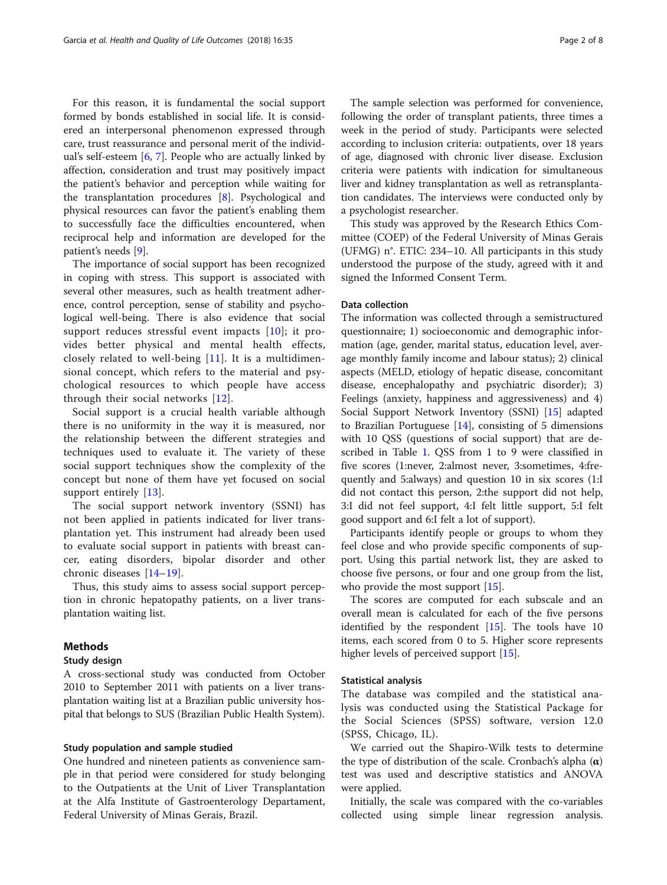For this reason, it is fundamental the social support formed by bonds established in social life. It is considered an interpersonal phenomenon expressed through care, trust reassurance and personal merit of the individual's self-esteem [6, 7]. People who are actually linked by affection, consideration and trust may positively impact the patient's behavior and perception while waiting for the transplantation procedures [8]. Psychological and physical resources can favor the patient's enabling them to successfully face the difficulties encountered, when reciprocal help and information are developed for the patient's needs [9].

The importance of social support has been recognized in coping with stress. This support is associated with several other measures, such as health treatment adherence, control perception, sense of stability and psychological well-being. There is also evidence that social support reduces stressful event impacts [10]; it provides better physical and mental health effects, closely related to well-being [11]. It is a multidimensional concept, which refers to the material and psychological resources to which people have access through their social networks [12].

Social support is a crucial health variable although there is no uniformity in the way it is measured, nor the relationship between the different strategies and techniques used to evaluate it. The variety of these social support techniques show the complexity of the concept but none of them have yet focused on social support entirely [13].

The social support network inventory (SSNI) has not been applied in patients indicated for liver transplantation yet. This instrument had already been used to evaluate social support in patients with breast cancer, eating disorders, bipolar disorder and other chronic diseases [14–19].

Thus, this study aims to assess social support perception in chronic hepatopathy patients, on a liver transplantation waiting list.

## Methods

### Study design

A cross-sectional study was conducted from October 2010 to September 2011 with patients on a liver transplantation waiting list at a Brazilian public university hospital that belongs to SUS (Brazilian Public Health System).

### Study population and sample studied

One hundred and nineteen patients as convenience sample in that period were considered for study belonging to the Outpatients at the Unit of Liver Transplantation at the Alfa Institute of Gastroenterology Departament, Federal University of Minas Gerais, Brazil.

The sample selection was performed for convenience, following the order of transplant patients, three times a week in the period of study. Participants were selected according to inclusion criteria: outpatients, over 18 years of age, diagnosed with chronic liver disease. Exclusion criteria were patients with indication for simultaneous liver and kidney transplantation as well as retransplantation candidates. The interviews were conducted only by a psychologist researcher.

This study was approved by the Research Ethics Committee (COEP) of the Federal University of Minas Gerais (UFMG) n°. ETIC: 234–10. All participants in this study understood the purpose of the study, agreed with it and signed the Informed Consent Term.

### Data collection

The information was collected through a semistructured questionnaire; 1) socioeconomic and demographic information (age, gender, marital status, education level, average monthly family income and labour status); 2) clinical aspects (MELD, etiology of hepatic disease, concomitant disease, encephalopathy and psychiatric disorder); 3) Feelings (anxiety, happiness and aggressiveness) and 4) Social Support Network Inventory (SSNI) [15] adapted to Brazilian Portuguese [14], consisting of 5 dimensions with 10 QSS (questions of social support) that are described in Table 1. QSS from 1 to 9 were classified in five scores (1:never, 2:almost never, 3:sometimes, 4:frequently and 5:always) and question 10 in six scores (1:I did not contact this person, 2:the support did not help, 3:I did not feel support, 4:I felt little support, 5:I felt good support and 6:I felt a lot of support).

Participants identify people or groups to whom they feel close and who provide specific components of support. Using this partial network list, they are asked to choose five persons, or four and one group from the list, who provide the most support [15].

The scores are computed for each subscale and an overall mean is calculated for each of the five persons identified by the respondent [15]. The tools have 10 items, each scored from 0 to 5. Higher score represents higher levels of perceived support [15].

### Statistical analysis

The database was compiled and the statistical analysis was conducted using the Statistical Package for the Social Sciences (SPSS) software, version 12.0 (SPSS, Chicago, IL).

We carried out the Shapiro-Wilk tests to determine the type of distribution of the scale. Cronbach's alpha (**α**) test was used and descriptive statistics and ANOVA were applied.

Initially, the scale was compared with the co-variables collected using simple linear regression analysis.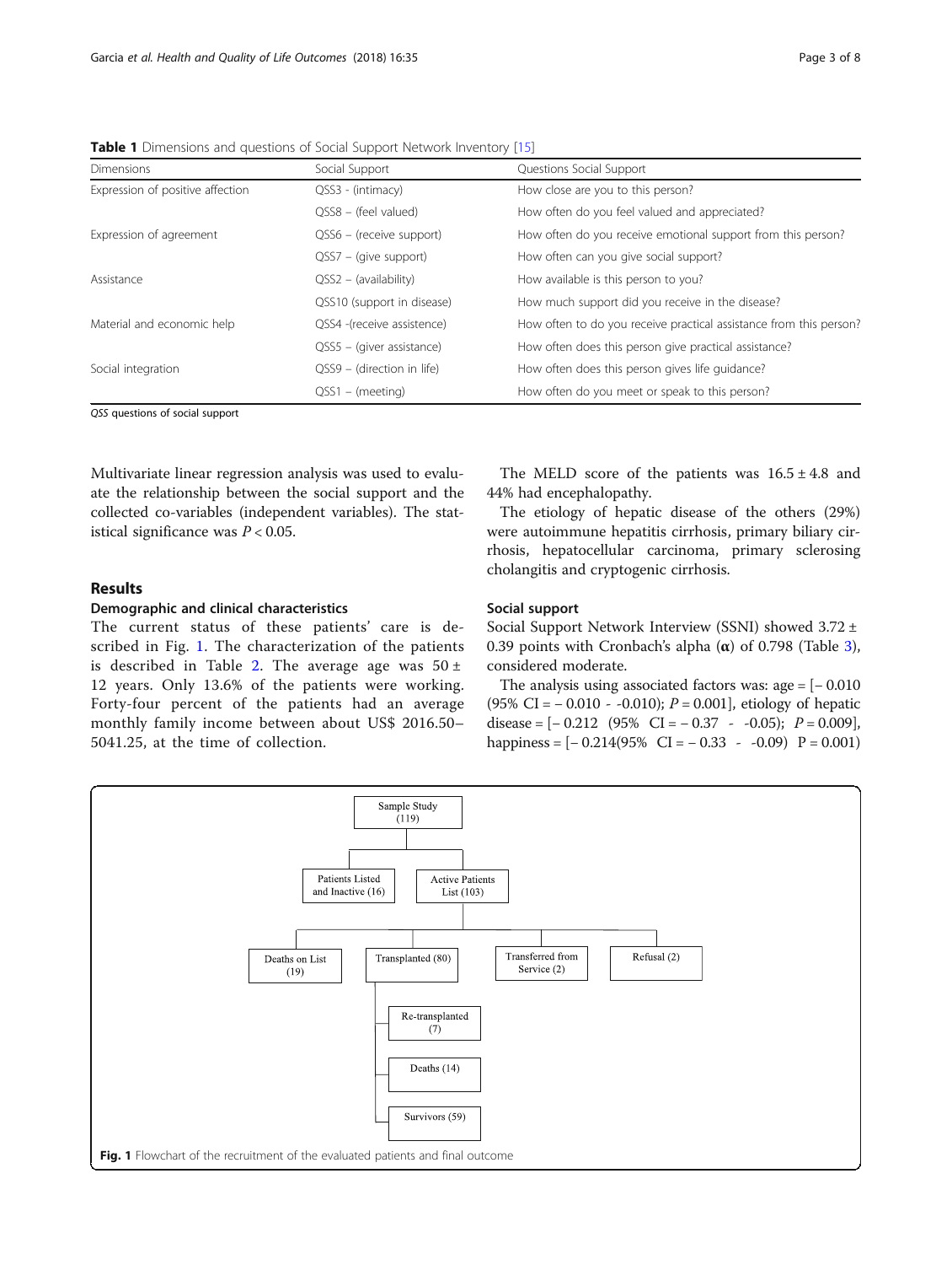**Table 1** Dimensions and questions of Social Support Network Inventory [15]

| Dimensions | Social Support | Questions Social Support |
|---|---|---|
| Expression of positive affection | QSS3 - (intimacy) | How close are you to this person? |
| | QSS8 – (feel valued) | How often do you feel valued and appreciated? |
| Expression of agreement | QSS6 – (receive support) | How often do you receive emotional support from this person? |
| | QSS7 – (give support) | How often can you give social support? |
| Assistance | QSS2 – (availability) | How available is this person to you? |
| | QSS10 (support in disease) | How much support did you receive in the disease? |
| Material and economic help | QSS4 -(receive assistence) | How often to do you receive practical assistance from this person? |
| | QSS5 – (giver assistance) | How often does this person give practical assistance? |
| Social integration | QSS9 – (direction in life) | How often does this person gives life guidance? |
| | QSS1 – (meeting) | How often do you meet or speak to this person? |

*QSS* questions of social support

Multivariate linear regression analysis was used to evaluate the relationship between the social support and the collected co-variables (independent variables). The statistical significance was $P < 0.05$.

## Results

### Demographic and clinical characteristics

The current status of these patients' care is described in Fig. 1. The characterization of the patients is described in Table 2. The average age was 50 ± 12 years. Only 13.6% of the patients were working. Forty-four percent of the patients had an average monthly family income between about US$ 2016.50–5041.25, at the time of collection.

The MELD score of the patients was 16.5 ± 4.8 and 44% had encephalopathy.

The etiology of hepatic disease of the others (29%) were autoimmune hepatitis cirrhosis, primary biliary cirrhosis, hepatocellular carcinoma, primary sclerosing cholangitis and cryptogenic cirrhosis.

### Social support

Social Support Network Interview (SSNI) showed 3.72 ± 0.39 points with Cronbach's alpha (**α**) of 0.798 (Table 3), considered moderate.

The analysis using associated factors was: age = [− 0.010 (95% CI = − 0.010 - -0.010); $P = 0.001$], etiology of hepatic disease = [− 0.212 (95% CI = − 0.37 - -0.05); $P = 0.009$], happiness = [− 0.214(95% CI = − 0.33 - -0.09) P = 0.001)

Sample Study (119)

Patients Listed and Inactive (16)

Active Patients List (103)

Deaths on List (19)

Transplanted (80)

Transferred from Service (2)

Refusal (2)

Re-transplanted (7)

Deaths (14)

Survivors (59)

**Fig. 1** Flowchart of the recruitment of the evaluated patients and final outcome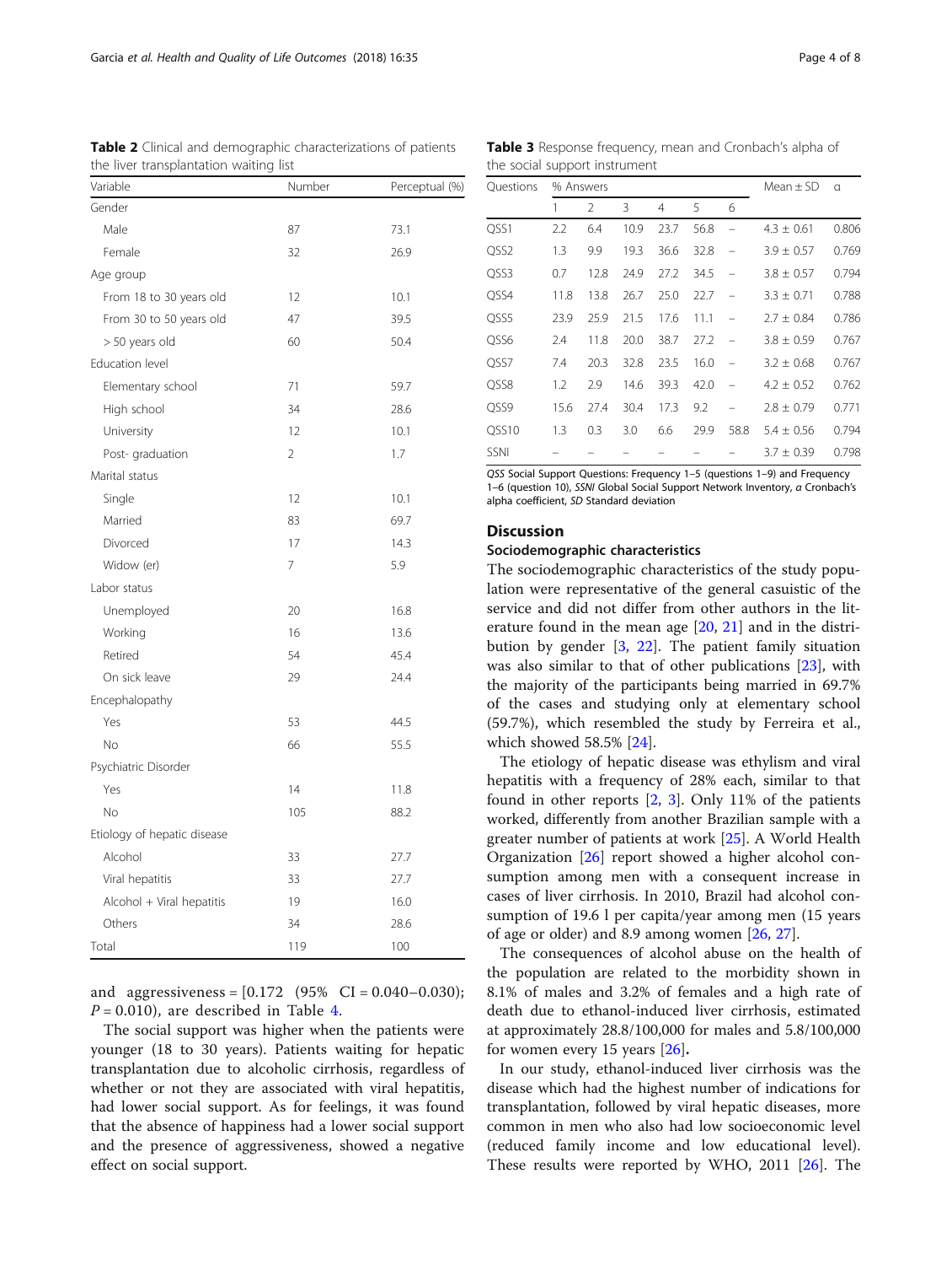**Table 2** Clinical and demographic characterizations of patients the liver transplantation waiting list

| Variable | Number | Perceptual (%) |
|---|---|---|
| Gender | | |
| Male | 87 | 73.1 |
| Female | 32 | 26.9 |
| Age group | | |
| From 18 to 30 years old | 12 | 10.1 |
| From 30 to 50 years old | 47 | 39.5 |
| > 50 years old | 60 | 50.4 |
| Education level | | |
| Elementary school | 71 | 59.7 |
| High school | 34 | 28.6 |
| University | 12 | 10.1 |
| Post- graduation | 2 | 1.7 |
| Marital status | | |
| Single | 12 | 10.1 |
| Married | 83 | 69.7 |
| Divorced | 17 | 14.3 |
| Widow (er) | 7 | 5.9 |
| Labor status | | |
| Unemployed | 20 | 16.8 |
| Working | 16 | 13.6 |
| Retired | 54 | 45.4 |
| On sick leave | 29 | 24.4 |
| Encephalopathy | | |
| Yes | 53 | 44.5 |
| No | 66 | 55.5 |
| Psychiatric Disorder | | |
| Yes | 14 | 11.8 |
| No | 105 | 88.2 |
| Etiology of hepatic disease | | |
| Alcohol | 33 | 27.7 |
| Viral hepatitis | 33 | 27.7 |
| Alcohol + Viral hepatitis | 19 | 16.0 |
| Others | 34 | 28.6 |
| Total | 119 | 100 |

and aggressiveness = [0.172 (95% CI = 0.040–0.030); $P = 0.010$), are described in Table 4.

The social support was higher when the patients were younger (18 to 30 years). Patients waiting for hepatic transplantation due to alcoholic cirrhosis, regardless of whether or not they are associated with viral hepatitis, had lower social support. As for feelings, it was found that the absence of happiness had a lower social support and the presence of aggressiveness, showed a negative effect on social support.

**Table 3** Response frequency, mean and Cronbach's alpha of the social support instrument

| Questions | % Answers | | | | | | Mean ± SD | α |
|---|---|---|---|---|---|---|---|---|
| | 1 | 2 | 3 | 4 | 5 | 6 | | |
| QSS1 | 2.2 | 6.4 | 10.9 | 23.7 | 56.8 | – | 4.3 ± 0.61 | 0.806 |
| QSS2 | 1.3 | 9.9 | 19.3 | 36.6 | 32.8 | – | 3.9 ± 0.57 | 0.769 |
| QSS3 | 0.7 | 12.8 | 24.9 | 27.2 | 34.5 | – | 3.8 ± 0.57 | 0.794 |
| QSS4 | 11.8 | 13.8 | 26.7 | 25.0 | 22.7 | – | 3.3 ± 0.71 | 0.788 |
| QSS5 | 23.9 | 25.9 | 21.5 | 17.6 | 11.1 | – | 2.7 ± 0.84 | 0.786 |
| QSS6 | 2.4 | 11.8 | 20.0 | 38.7 | 27.2 | – | 3.8 ± 0.59 | 0.767 |
| QSS7 | 7.4 | 20.3 | 32.8 | 23.5 | 16.0 | – | 3.2 ± 0.68 | 0.767 |
| QSS8 | 1.2 | 2.9 | 14.6 | 39.3 | 42.0 | – | 4.2 ± 0.52 | 0.762 |
| QSS9 | 15.6 | 27.4 | 30.4 | 17.3 | 9.2 | – | 2.8 ± 0.79 | 0.771 |
| QSS10 | 1.3 | 0.3 | 3.0 | 6.6 | 29.9 | 58.8 | 5.4 ± 0.56 | 0.794 |
| SSNI | – | – | – | – | – | – | 3.7 ± 0.39 | 0.798 |

*QSS* Social Support Questions: Frequency 1–5 (questions 1–9) and Frequency 1–6 (question 10), *SSNI* Global Social Support Network Inventory, *α* Cronbach's alpha coefficient, *SD* Standard deviation

## Discussion

### Sociodemographic characteristics

The sociodemographic characteristics of the study population were representative of the general casuistic of the service and did not differ from other authors in the literature found in the mean age [20, 21] and in the distribution by gender [3, 22]. The patient family situation was also similar to that of other publications [23], with the majority of the participants being married in 69.7% of the cases and studying only at elementary school (59.7%), which resembled the study by Ferreira et al., which showed 58.5% [24].

The etiology of hepatic disease was ethylism and viral hepatitis with a frequency of 28% each, similar to that found in other reports [2, 3]. Only 11% of the patients worked, differently from another Brazilian sample with a greater number of patients at work [25]. A World Health Organization [26] report showed a higher alcohol consumption among men with a consequent increase in cases of liver cirrhosis. In 2010, Brazil had alcohol consumption of 19.6 l per capita/year among men (15 years of age or older) and 8.9 among women [26, 27].

The consequences of alcohol abuse on the health of the population are related to the morbidity shown in 8.1% of males and 3.2% of females and a high rate of death due to ethanol-induced liver cirrhosis, estimated at approximately 28.8/100,000 for males and 5.8/100,000 for women every 15 years [26].

In our study, ethanol-induced liver cirrhosis was the disease which had the highest number of indications for transplantation, followed by viral hepatic diseases, more common in men who also had low socioeconomic level (reduced family income and low educational level). These results were reported by WHO, 2011 [26]. The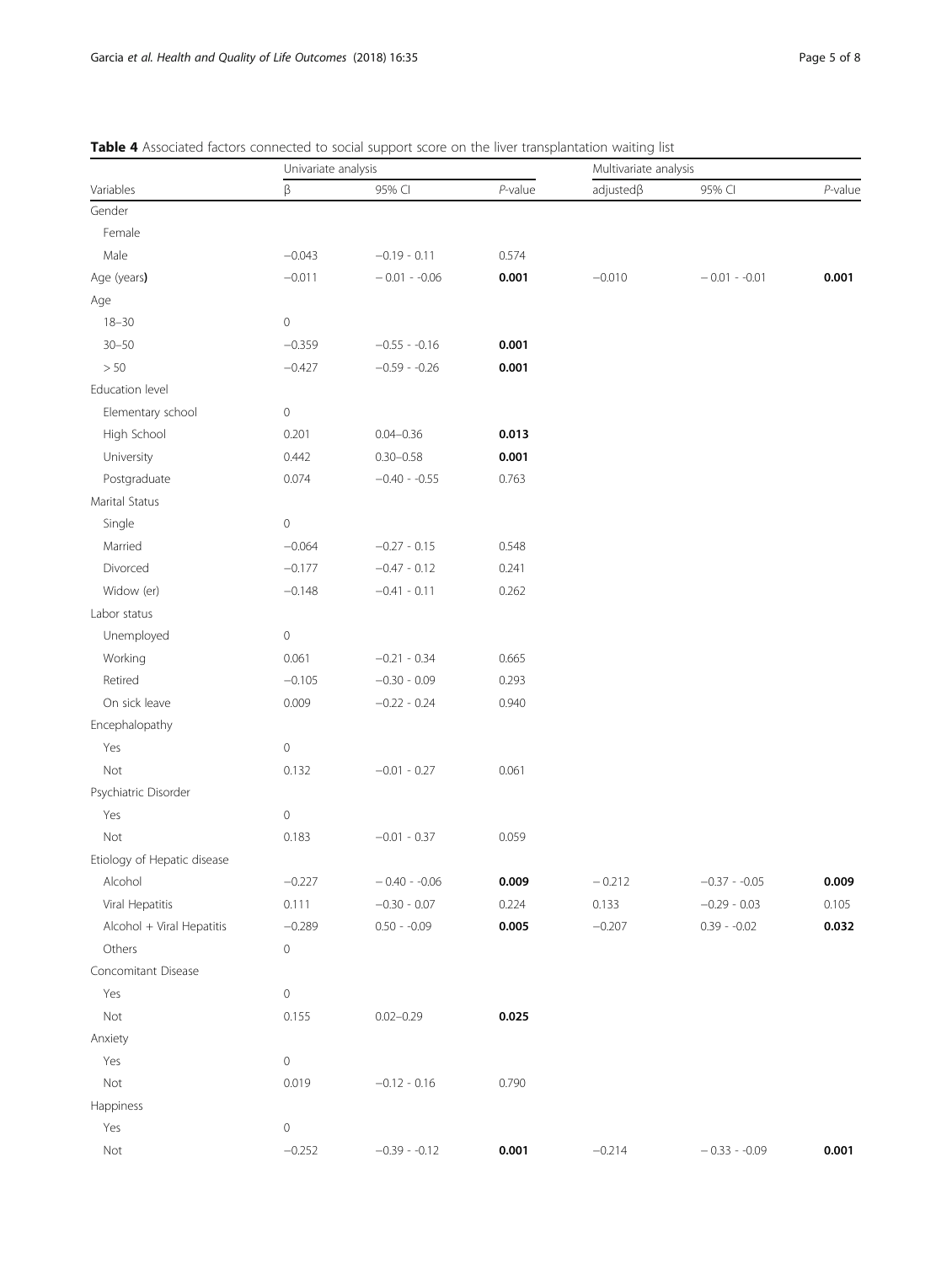**Table 4** Associated factors connected to social support score on the liver transplantation waiting list

| | Univariate analysis | | | Multivariate analysis | | |
|---|---|---|---|---|---|---|
| Variables | β | 95% CI | *P*-value | adjustedβ | 95% CI | *P*-value |
| Gender | | | | | | |
| Female | | | | | | |
| Male | −0.043 | −0.19 - 0.11 | 0.574 | | | |
| Age (years**)** | −0.011 | − 0.01 - -0.06 | **0.001** | −0.010 | − 0.01 - -0.01 | **0.001** |
| Age | | | | | | |
| 18–30 | 0 | | | | | |
| 30–50 | −0.359 | −0.55 - -0.16 | **0.001** | | | |
| > 50 | −0.427 | −0.59 - -0.26 | **0.001** | | | |
| Education level | | | | | | |
| Elementary school | 0 | | | | | |
| High School | 0.201 | 0.04–0.36 | **0.013** | | | |
| University | 0.442 | 0.30–0.58 | **0.001** | | | |
| Postgraduate | 0.074 | −0.40 - -0.55 | 0.763 | | | |
| Marital Status | | | | | | |
| Single | 0 | | | | | |
| Married | −0.064 | −0.27 - 0.15 | 0.548 | | | |
| Divorced | −0.177 | −0.47 - 0.12 | 0.241 | | | |
| Widow (er) | −0.148 | −0.41 - 0.11 | 0.262 | | | |
| Labor status | | | | | | |
| Unemployed | 0 | | | | | |
| Working | 0.061 | −0.21 - 0.34 | 0.665 | | | |
| Retired | −0.105 | −0.30 - 0.09 | 0.293 | | | |
| On sick leave | 0.009 | −0.22 - 0.24 | 0.940 | | | |
| Encephalopathy | | | | | | |
| Yes | 0 | | | | | |
| Not | 0.132 | −0.01 - 0.27 | 0.061 | | | |
| Psychiatric Disorder | | | | | | |
| Yes | 0 | | | | | |
| Not | 0.183 | −0.01 - 0.37 | 0.059 | | | |
| Etiology of Hepatic disease | | | | | | |
| Alcohol | −0.227 | − 0.40 - -0.06 | **0.009** | − 0.212 | −0.37 - -0.05 | **0.009** |
| Viral Hepatitis | 0.111 | −0.30 - 0.07 | 0.224 | 0.133 | −0.29 - 0.03 | 0.105 |
| Alcohol + Viral Hepatitis | −0.289 | 0.50 - -0.09 | **0.005** | −0.207 | 0.39 - -0.02 | **0.032** |
| Others | 0 | | | | | |
| Concomitant Disease | | | | | | |
| Yes | 0 | | | | | |
| Not | 0.155 | 0.02–0.29 | **0.025** | | | |
| Anxiety | | | | | | |
| Yes | 0 | | | | | |
| Not | 0.019 | −0.12 - 0.16 | 0.790 | | | |
| Happiness | | | | | | |
| Yes | 0 | | | | | |
| Not | −0.252 | −0.39 - -0.12 | **0.001** | −0.214 | − 0.33 - -0.09 | **0.001** |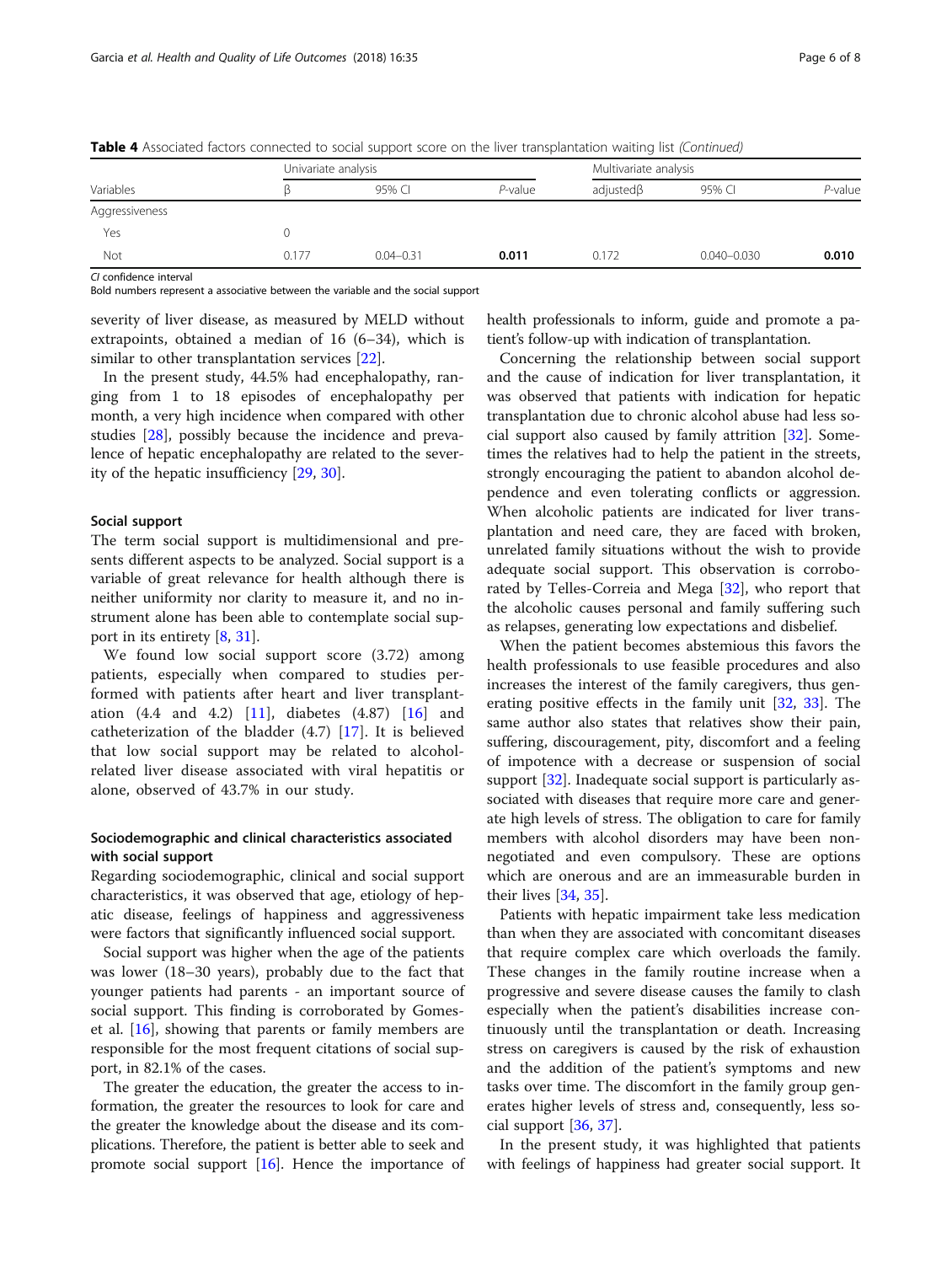**Table 4** Associated factors connected to social support score on the liver transplantation waiting list *(Continued)*

| | Univariate analysis | | | Multivariate analysis | | |
|---|---|---|---|---|---|---|
| Variables | β | 95% CI | *P*-value | adjustedβ | 95% CI | *P*-value |
| Aggressiveness | | | | | | |
| Yes | 0 | | | | | |
| Not | 0.177 | 0.04–0.31 | **0.011** | 0.172 | 0.040–0.030 | **0.010** |

*CI* confidence interval
Bold numbers represent a associative between the variable and the social support

severity of liver disease, as measured by MELD without extrapoints, obtained a median of 16 (6–34), which is similar to other transplantation services [22].

In the present study, 44.5% had encephalopathy, ranging from 1 to 18 episodes of encephalopathy per month, a very high incidence when compared with other studies [28], possibly because the incidence and prevalence of hepatic encephalopathy are related to the severity of the hepatic insufficiency [29, 30].

### Social support

The term social support is multidimensional and presents different aspects to be analyzed. Social support is a variable of great relevance for health although there is neither uniformity nor clarity to measure it, and no instrument alone has been able to contemplate social support in its entirety [8, 31].

We found low social support score (3.72) among patients, especially when compared to studies performed with patients after heart and liver transplantation (4.4 and 4.2) [11], diabetes (4.87) [16] and catheterization of the bladder (4.7) [17]. It is believed that low social support may be related to alcohol-related liver disease associated with viral hepatitis or alone, observed of 43.7% in our study.

### Sociodemographic and clinical characteristics associated with social support

Regarding sociodemographic, clinical and social support characteristics, it was observed that age, etiology of hepatic disease, feelings of happiness and aggressiveness were factors that significantly influenced social support.

Social support was higher when the age of the patients was lower (18–30 years), probably due to the fact that younger patients had parents - an important source of social support. This finding is corroborated by Gomes-et al. [16], showing that parents or family members are responsible for the most frequent citations of social support, in 82.1% of the cases.

The greater the education, the greater the access to information, the greater the resources to look for care and the greater the knowledge about the disease and its complications. Therefore, the patient is better able to seek and promote social support [16]. Hence the importance of health professionals to inform, guide and promote a patient's follow-up with indication of transplantation.

Concerning the relationship between social support and the cause of indication for liver transplantation, it was observed that patients with indication for hepatic transplantation due to chronic alcohol abuse had less social support also caused by family attrition [32]. Sometimes the relatives had to help the patient in the streets, strongly encouraging the patient to abandon alcohol dependence and even tolerating conflicts or aggression. When alcoholic patients are indicated for liver transplantation and need care, they are faced with broken, unrelated family situations without the wish to provide adequate social support. This observation is corroborated by Telles-Correia and Mega [32], who report that the alcoholic causes personal and family suffering such as relapses, generating low expectations and disbelief.

When the patient becomes abstemious this favors the health professionals to use feasible procedures and also increases the interest of the family caregivers, thus generating positive effects in the family unit [32, 33]. The same author also states that relatives show their pain, suffering, discouragement, pity, discomfort and a feeling of impotence with a decrease or suspension of social support [32]. Inadequate social support is particularly associated with diseases that require more care and generate high levels of stress. The obligation to care for family members with alcohol disorders may have been non-negotiated and even compulsory. These are options which are onerous and are an immeasurable burden in their lives [34, 35].

Patients with hepatic impairment take less medication than when they are associated with concomitant diseases that require complex care which overloads the family. These changes in the family routine increase when a progressive and severe disease causes the family to clash especially when the patient's disabilities increase continuously until the transplantation or death. Increasing stress on caregivers is caused by the risk of exhaustion and the addition of the patient's symptoms and new tasks over time. The discomfort in the family group generates higher levels of stress and, consequently, less social support [36, 37].

In the present study, it was highlighted that patients with feelings of happiness had greater social support. It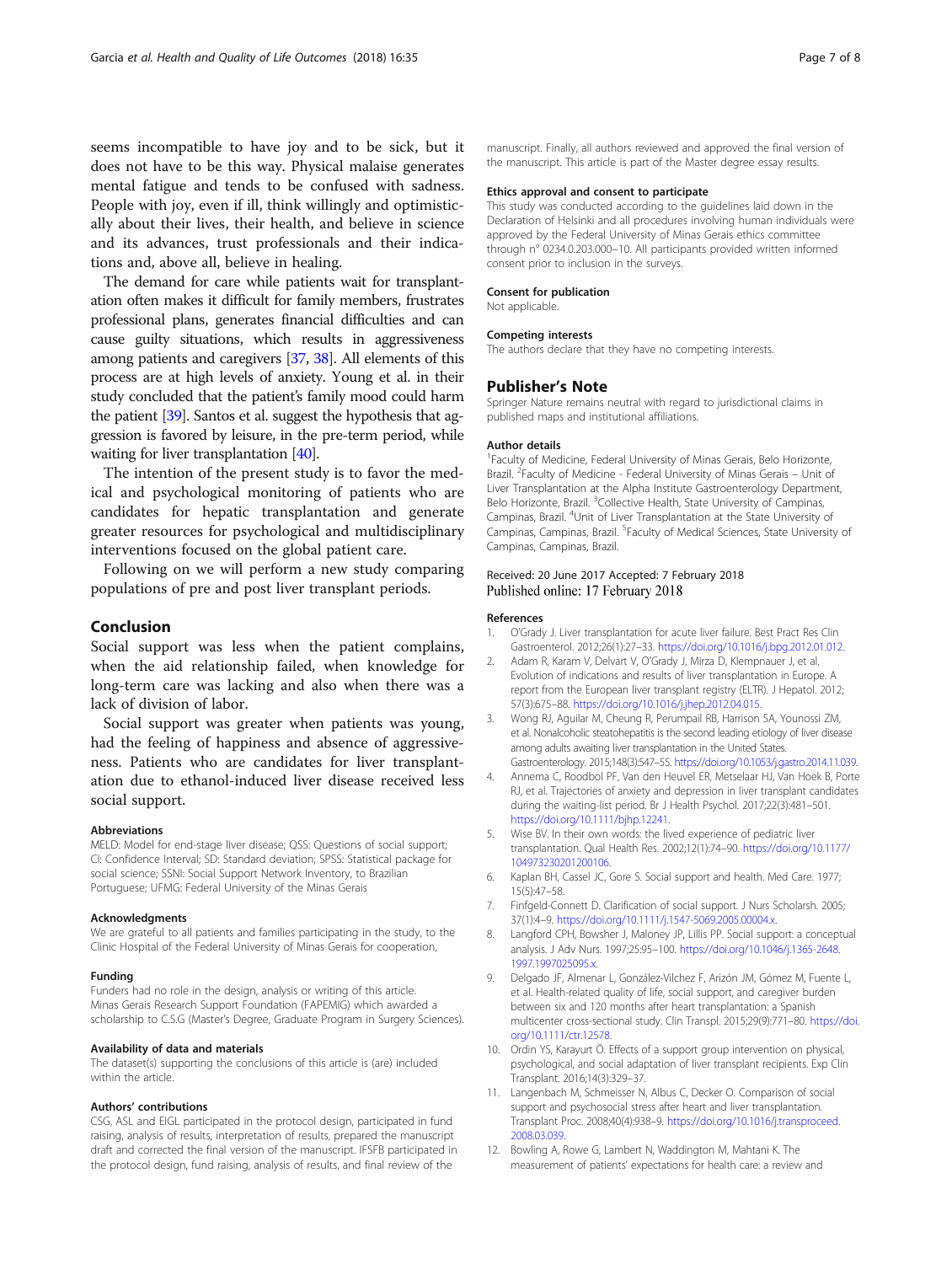seems incompatible to have joy and to be sick, but it does not have to be this way. Physical malaise generates mental fatigue and tends to be confused with sadness. People with joy, even if ill, think willingly and optimistically about their lives, their health, and believe in science and its advances, trust professionals and their indications and, above all, believe in healing.

The demand for care while patients wait for transplantation often makes it difficult for family members, frustrates professional plans, generates financial difficulties and can cause guilty situations, which results in aggressiveness among patients and caregivers [37, 38]. All elements of this process are at high levels of anxiety. Young et al. in their study concluded that the patient's family mood could harm the patient [39]. Santos et al. suggest the hypothesis that aggression is favored by leisure, in the pre-term period, while waiting for liver transplantation [40].

The intention of the present study is to favor the medical and psychological monitoring of patients who are candidates for hepatic transplantation and generate greater resources for psychological and multidisciplinary interventions focused on the global patient care.

Following on we will perform a new study comparing populations of pre and post liver transplant periods.

## Conclusion

Social support was less when the patient complains, when the aid relationship failed, when knowledge for long-term care was lacking and also when there was a lack of division of labor.

Social support was greater when patients was young, had the feeling of happiness and absence of aggressiveness. Patients who are candidates for liver transplantation due to ethanol-induced liver disease received less social support.

### Abbreviations

MELD: Model for end-stage liver disease; QSS: Questions of social support; CI: Confidence Interval; SD: Standard deviation; SPSS: Statistical package for social science; SSNI: Social Support Network Inventory, to Brazilian Portuguese; UFMG: Federal University of the Minas Gerais

### Acknowledgments

We are grateful to all patients and families participating in the study, to the Clinic Hospital of the Federal University of Minas Gerais for cooperation,

### Funding

Funders had no role in the design, analysis or writing of this article. Minas Gerais Research Support Foundation (FAPEMIG) which awarded a scholarship to C.S.G (Master's Degree, Graduate Program in Surgery Sciences).

### Availability of data and materials

The dataset(s) supporting the conclusions of this article is (are) included within the article.

### Authors' contributions

CSG, ASL and EIGL participated in the protocol design, participated in fund raising, analysis of results, interpretation of results, prepared the manuscript draft and corrected the final version of the manuscript. IFSFB participated in the protocol design, fund raising, analysis of results, and final review of the manuscript. Finally, all authors reviewed and approved the final version of the manuscript. This article is part of the Master degree essay results.

### Ethics approval and consent to participate

This study was conducted according to the guidelines laid down in the Declaration of Helsinki and all procedures involving human individuals were approved by the Federal University of Minas Gerais ethics committee through n° 0234.0.203.000–10. All participants provided written informed consent prior to inclusion in the surveys.

### Consent for publication

Not applicable.

### Competing interests

The authors declare that they have no competing interests.

## Publisher's Note

Springer Nature remains neutral with regard to jurisdictional claims in published maps and institutional affiliations.

### Author details

[1]Faculty of Medicine, Federal University of Minas Gerais, Belo Horizonte, Brazil. [2]Faculty of Medicine - Federal University of Minas Gerais – Unit of Liver Transplantation at the Alpha Institute Gastroenterology Department, Belo Horizonte, Brazil. [3]Collective Health, State University of Campinas, Campinas, Brazil. [4]Unit of Liver Transplantation at the State University of Campinas, Campinas, Brazil. [5]Faculty of Medical Sciences, State University of Campinas, Campinas, Brazil.

Received: 20 June 2017 Accepted: 7 February 2018
Published online: 17 February 2018

### References

1. O'Grady J. Liver transplantation for acute liver failure. Best Pract Res Clin Gastroenterol. 2012;26(1):27–33. https://doi.org/10.1016/j.bpg.2012.01.012.
2. Adam R, Karam V, Delvart V, O'Grady J, Mirza D, Klempnauer J, et al. Evolution of indications and results of liver transplantation in Europe. A report from the European liver transplant registry (ELTR). J Hepatol. 2012; 57(3):675–88. https://doi.org/10.1016/j.jhep.2012.04.015.
3. Wong RJ, Aguilar M, Cheung R, Perumpail RB, Harrison SA, Younossi ZM, et al. Nonalcoholic steatohepatitis is the second leading etiology of liver disease among adults awaiting liver transplantation in the United States. Gastroenterology. 2015;148(3):547–55. https://doi.org/10.1053/j.gastro.2014.11.039.
4. Annema C, Roodbol PF, Van den Heuvel ER, Metselaar HJ, Van Hoek B, Porte RJ, et al. Trajectories of anxiety and depression in liver transplant candidates during the waiting-list period. Br J Health Psychol. 2017;22(3):481–501. https://doi.org/10.1111/bjhp.12241.
5. Wise BV. In their own words: the lived experience of pediatric liver transplantation. Qual Health Res. 2002;12(1):74–90. https://doi.org/10.1177/104973230201200106.
6. Kaplan BH, Cassel JC, Gore S. Social support and health. Med Care. 1977; 15(5):47–58.
7. Finfgeld-Connett D. Clarification of social support. J Nurs Scholarsh. 2005; 37(1):4–9. https://doi.org/10.1111/j.1547-5069.2005.00004.x.
8. Langford CPH, Bowsher J, Maloney JP, Lillis PP. Social support: a conceptual analysis. J Adv Nurs. 1997;25:95–100. https://doi.org/10.1046/j.1365-2648.1997.1997025095.x.
9. Delgado JF, Almenar L, González-Vilchez F, Arizón JM, Gómez M, Fuente L, et al. Health-related quality of life, social support, and caregiver burden between six and 120 months after heart transplantation: a Spanish multicenter cross-sectional study. Clin Transpl. 2015;29(9):771–80. https://doi.org/10.1111/ctr.12578.
10. Ordin YS, Karayurt Ö. Effects of a support group intervention on physical, psychological, and social adaptation of liver transplant recipients. Exp Clin Transplant. 2016;14(3):329–37.
11. Langenbach M, Schmeisser N, Albus C, Decker O. Comparison of social support and psychosocial stress after heart and liver transplantation. Transplant Proc. 2008;40(4):938–9. https://doi.org/10.1016/j.transproceed.2008.03.039.
12. Bowling A, Rowe G, Lambert N, Waddington M, Mahtani K. The measurement of patients' expectations for health care: a review and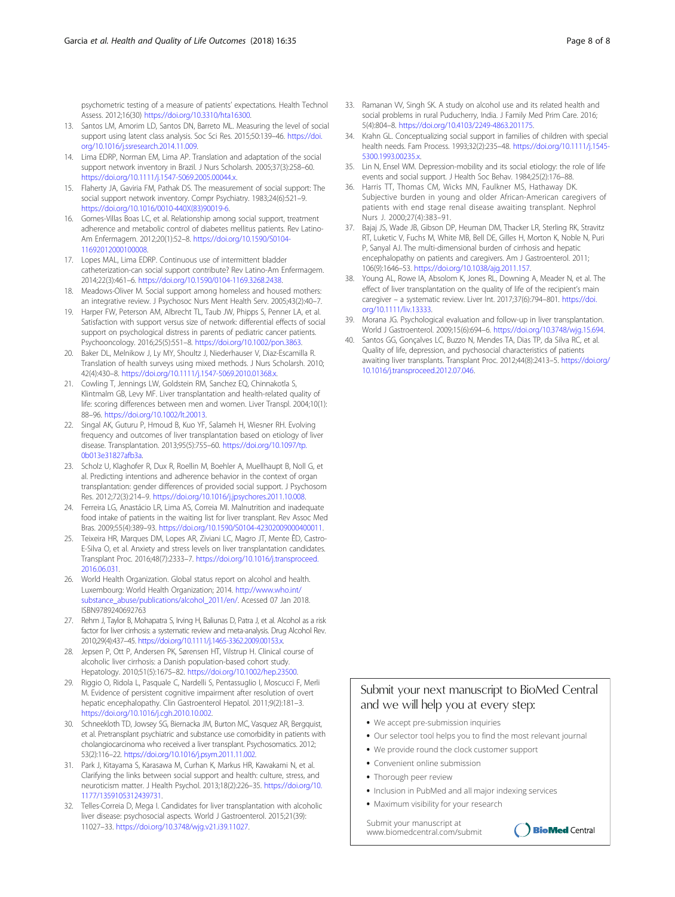psychometric testing of a measure of patients' expectations. Health Technol Assess. 2012;16(30) https://doi.org/10.3310/hta16300.

13. Santos LM, Amorim LD, Santos DN, Barreto ML. Measuring the level of social support using latent class analysis. Soc Sci Res. 2015;50:139–46. https://doi.org/10.1016/j.ssresearch.2014.11.009.
14. Lima EDRP, Norman EM, Lima AP. Translation and adaptation of the social support network inventory in Brazil. J Nurs Scholarsh. 2005;37(3):258–60. https://doi.org/10.1111/j.1547-5069.2005.00044.x.
15. Flaherty JA, Gaviria FM, Pathak DS. The measurement of social support: The social support network inventory. Compr Psychiatry. 1983;24(6):521–9. https://doi.org/10.1016/0010-440X(83)90019-6.
16. Gomes-Villas Boas LC, et al. Relationship among social support, treatment adherence and metabolic control of diabetes mellitus patients. Rev Latino-Am Enfermagem. 2012;20(1):52–8. https://doi.org/10.1590/S0104-11692012000100008.
17. Lopes MAL, Lima EDRP. Continuous use of intermittent bladder catheterization-can social support contribute? Rev Latino-Am Enfermagem. 2014;22(3):461–6. https://doi.org/10.1590/0104-1169.3268.2438.
18. Meadows-Oliver M. Social support among homeless and housed mothers: an integrative review. J Psychosoc Nurs Ment Health Serv. 2005;43(2):40–7.
19. Harper FW, Peterson AM, Albrecht TL, Taub JW, Phipps S, Penner LA, et al. Satisfaction with support versus size of network: differential effects of social support on psychological distress in parents of pediatric cancer patients. Psychooncology. 2016;25(5):551–8. https://doi.org/10.1002/pon.3863.
20. Baker DL, Melnikow J, Ly MY, Shoultz J, Niederhauser V, Diaz-Escamilla R. Translation of health surveys using mixed methods. J Nurs Scholarsh. 2010; 42(4):430–8. https://doi.org/10.1111/j.1547-5069.2010.01368.x.
21. Cowling T, Jennings LW, Goldstein RM, Sanchez EQ, Chinnakotla S, Klintmalm GB, Levy MF. Liver transplantation and health-related quality of life: scoring differences between men and women. Liver Transpl. 2004;10(1): 88–96. https://doi.org/10.1002/lt.20013.
22. Singal AK, Guturu P, Hmoud B, Kuo YF, Salameh H, Wiesner RH. Evolving frequency and outcomes of liver transplantation based on etiology of liver disease. Transplantation. 2013;95(5):755–60. https://doi.org/10.1097/tp.0b013e31827afb3a.
23. Scholz U, Klaghofer R, Dux R, Roellin M, Boehler A, Muellhaupt B, Noll G, et al. Predicting intentions and adherence behavior in the context of organ transplantation: gender differences of provided social support. J Psychosom Res. 2012;72(3):214–9. https://doi.org/10.1016/j.jpsychores.2011.10.008.
24. Ferreira LG, Anastácio LR, Lima AS, Correia MI. Malnutrition and inadequate food intake of patients in the waiting list for liver transplant. Rev Assoc Med Bras. 2009;55(4):389–93. https://doi.org/10.1590/S0104-42302009000400011.
25. Teixeira HR, Marques DM, Lopes AR, Ziviani LC, Magro JT, Mente ÊD, Castro-E-Silva O, et al. Anxiety and stress levels on liver transplantation candidates. Transplant Proc. 2016;48(7):2333–7. https://doi.org/10.1016/j.transproceed.2016.06.031.
26. World Health Organization. Global status report on alcohol and health. Luxembourg: World Health Organization; 2014. http://www.who.int/substance_abuse/publications/alcohol_2011/en/. Acessed 07 Jan 2018. ISBN9789240692763
27. Rehm J, Taylor B, Mohapatra S, Irving H, Baliunas D, Patra J, et al. Alcohol as a risk factor for liver cirrhosis: a systematic review and meta-analysis. Drug Alcohol Rev. 2010;29(4):437–45. https://doi.org/10.1111/j.1465-3362.2009.00153.x.
28. Jepsen P, Ott P, Andersen PK, Sørensen HT, Vilstrup H. Clinical course of alcoholic liver cirrhosis: a Danish population-based cohort study. Hepatology. 2010;51(5):1675–82. https://doi.org/10.1002/hep.23500.
29. Riggio O, Ridola L, Pasquale C, Nardelli S, Pentassuglio I, Moscucci F, Merli M. Evidence of persistent cognitive impairment after resolution of overt hepatic encephalopathy. Clin Gastroenterol Hepatol. 2011;9(2):181–3. https://doi.org/10.1016/j.cgh.2010.10.002.
30. Schneekloth TD, Jowsey SG, Biernacka JM, Burton MC, Vasquez AR, Bergquist, et al. Pretransplant psychiatric and substance use comorbidity in patients with cholangiocarcinoma who received a liver transplant. Psychosomatics. 2012; 53(2):116–22. https://doi.org/10.1016/j.psym.2011.11.002.
31. Park J, Kitayama S, Karasawa M, Curhan K, Markus HR, Kawakami N, et al. Clarifying the links between social support and health: culture, stress, and neuroticism matter. J Health Psychol. 2013;18(2):226–35. https://doi.org/10.1177/1359105312439731.
32. Telles-Correia D, Mega I. Candidates for liver transplantation with alcoholic liver disease: psychosocial aspects. World J Gastroenterol. 2015;21(39): 11027–33. https://doi.org/10.3748/wjg.v21.i39.11027.
33. Ramanan VV, Singh SK. A study on alcohol use and its related health and social problems in rural Puducherry, India. J Family Med Prim Care. 2016; 5(4):804–8. https://doi.org/10.4103/2249-4863.201175.
34. Krahn GL. Conceptualizing social support in families of children with special health needs. Fam Process. 1993;32(2):235–48. https://doi.org/10.1111/j.1545-5300.1993.00235.x.
35. Lin N, Ensel WM. Depression-mobility and its social etiology: the role of life events and social support. J Health Soc Behav. 1984;25(2):176–88.
36. Harris TT, Thomas CM, Wicks MN, Faulkner MS, Hathaway DK. Subjective burden in young and older African-American caregivers of patients with end stage renal disease awaiting transplant. Nephrol Nurs J. 2000;27(4):383–91.
37. Bajaj JS, Wade JB, Gibson DP, Heuman DM, Thacker LR, Sterling RK, Stravitz RT, Luketic V, Fuchs M, White MB, Bell DE, Gilles H, Morton K, Noble N, Puri P, Sanyal AJ. The multi-dimensional burden of cirrhosis and hepatic encephalopathy on patients and caregivers. Am J Gastroenterol. 2011; 106(9):1646–53. https://doi.org/10.1038/ajg.2011.157.
38. Young AL, Rowe IA, Absolom K, Jones RL, Downing A, Meader N, et al. The effect of liver transplantation on the quality of life of the recipient's main caregiver – a systematic review. Liver Int. 2017;37(6):794–801. https://doi.org/10.1111/liv.13333.
39. Morana JG. Psychological evaluation and follow-up in liver transplantation. World J Gastroenterol. 2009;15(6):694–6. https://doi.org/10.3748/wjg.15.694.
40. Santos GG, Gonçalves LC, Buzzo N, Mendes TA, Dias TP, da Silva RC, et al. Quality of life, depression, and pychosocial characteristics of patients awaiting liver transplants. Transplant Proc. 2012;44(8):2413–5. https://doi.org/10.1016/j.transproceed.2012.07.046.

Submit your next manuscript to BioMed Central and we will help you at every step:

- We accept pre-submission inquiries
- Our selector tool helps you to find the most relevant journal
- We provide round the clock customer support
- Convenient online submission
- Thorough peer review
- Inclusion in PubMed and all major indexing services
- Maximum visibility for your research

Submit your manuscript at www.biomedcentral.com/submit

BioMed Central